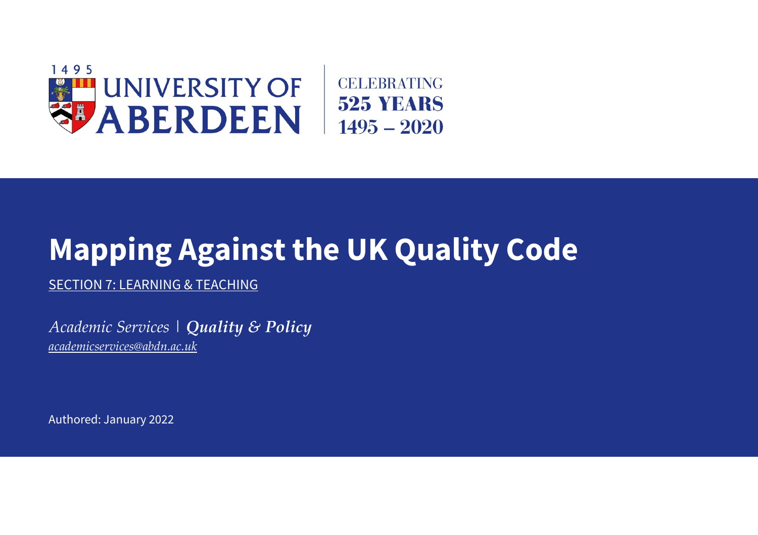1495 UNIVERSITY OF ABERDEEN | CELEBRATING 525 YEARS 1495 – 2020

# Mapping Against the UK Quality Code

SECTION 7: LEARNING & TEACHING

*Academic Services* | ***Quality & Policy***

*academicservices@abdn.ac.uk*

Authored: January 2022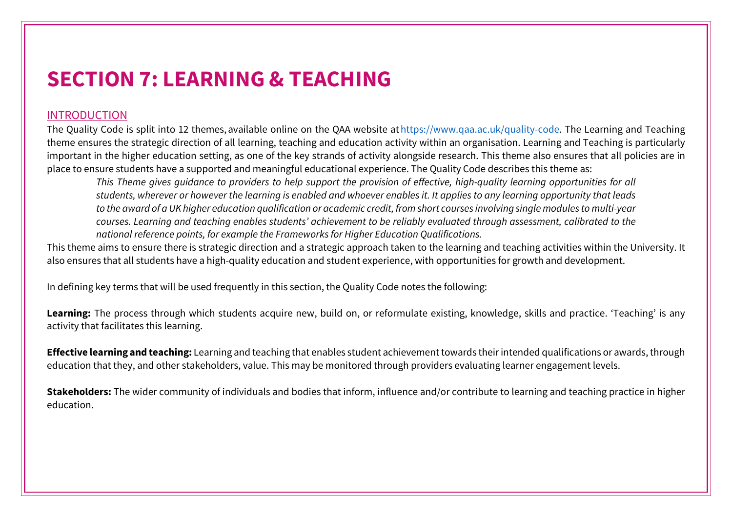# SECTION 7: LEARNING & TEACHING

## INTRODUCTION

The Quality Code is split into 12 themes, available online on the QAA website at https://www.qaa.ac.uk/quality-code. The Learning and Teaching theme ensures the strategic direction of all learning, teaching and education activity within an organisation. Learning and Teaching is particularly important in the higher education setting, as one of the key strands of activity alongside research. This theme also ensures that all policies are in place to ensure students have a supported and meaningful educational experience. The Quality Code describes this theme as:

> *This Theme gives guidance to providers to help support the provision of effective, high-quality learning opportunities for all students, wherever or however the learning is enabled and whoever enables it. It applies to any learning opportunity that leads to the award of a UK higher education qualification or academic credit, from short courses involving single modules to multi-year courses. Learning and teaching enables students' achievement to be reliably evaluated through assessment, calibrated to the national reference points, for example the Frameworks for Higher Education Qualifications.*

This theme aims to ensure there is strategic direction and a strategic approach taken to the learning and teaching activities within the University. It also ensures that all students have a high-quality education and student experience, with opportunities for growth and development.

In defining key terms that will be used frequently in this section, the Quality Code notes the following:

**Learning:** The process through which students acquire new, build on, or reformulate existing, knowledge, skills and practice. 'Teaching' is any activity that facilitates this learning.

**Effective learning and teaching:** Learning and teaching that enables student achievement towards their intended qualifications or awards, through education that they, and other stakeholders, value. This may be monitored through providers evaluating learner engagement levels.

**Stakeholders:** The wider community of individuals and bodies that inform, influence and/or contribute to learning and teaching practice in higher education.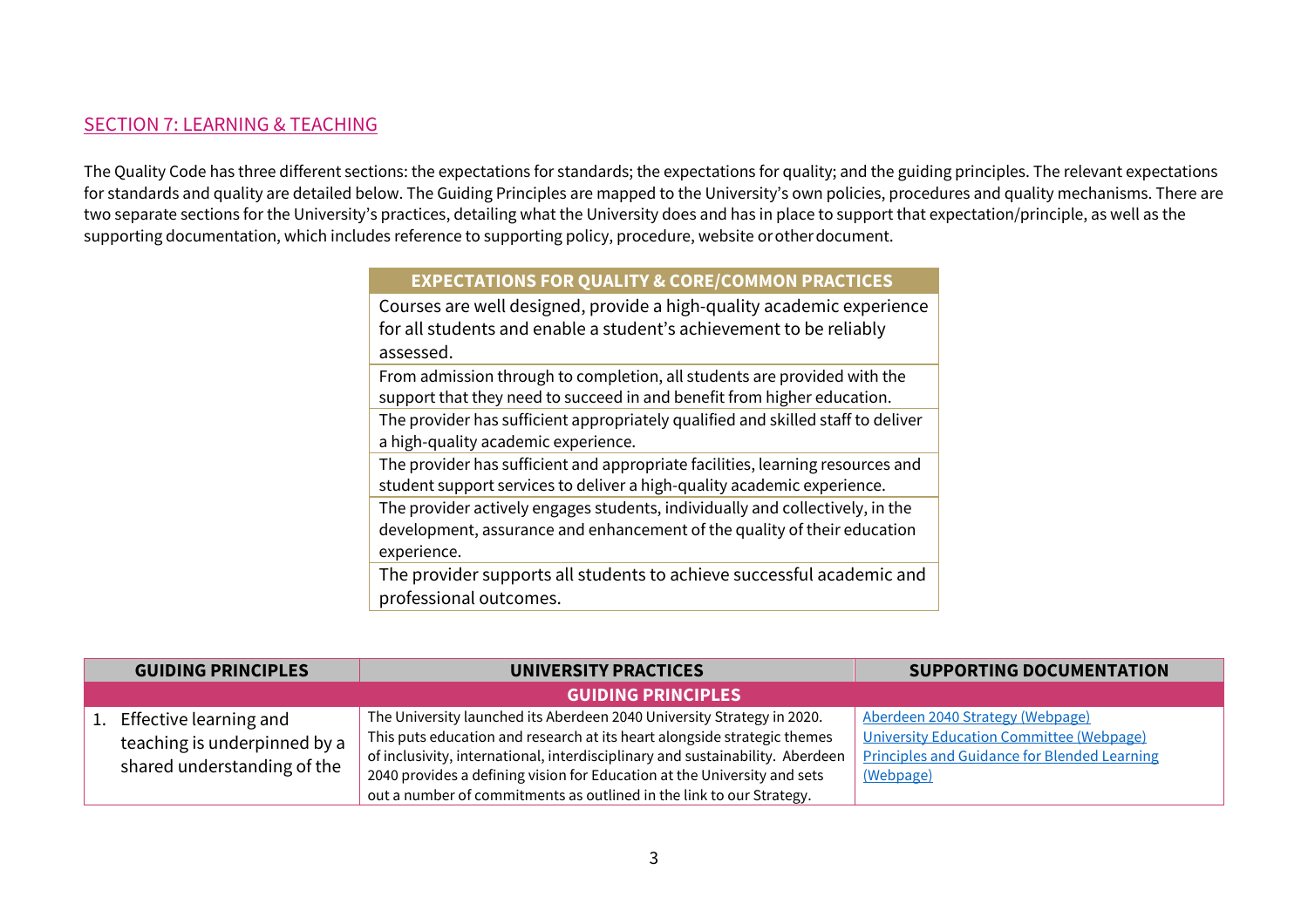## SECTION 7: LEARNING & TEACHING

The Quality Code has three different sections: the expectations for standards; the expectations for quality; and the guiding principles. The relevant expectations for standards and quality are detailed below. The Guiding Principles are mapped to the University's own policies, procedures and quality mechanisms. There are two separate sections for the University's practices, detailing what the University does and has in place to support that expectation/principle, as well as the supporting documentation, which includes reference to supporting policy, procedure, website or other document.

| EXPECTATIONS FOR QUALITY & CORE/COMMON PRACTICES |
|---|
| Courses are well designed, provide a high-quality academic experience for all students and enable a student's achievement to be reliably assessed. |
| From admission through to completion, all students are provided with the support that they need to succeed in and benefit from higher education. |
| The provider has sufficient appropriately qualified and skilled staff to deliver a high-quality academic experience. |
| The provider has sufficient and appropriate facilities, learning resources and student support services to deliver a high-quality academic experience. |
| The provider actively engages students, individually and collectively, in the development, assurance and enhancement of the quality of their education experience. |
| The provider supports all students to achieve successful academic and professional outcomes. |

| GUIDING PRINCIPLES | UNIVERSITY PRACTICES | SUPPORTING DOCUMENTATION |
|---|---|---|
| **GUIDING PRINCIPLES** | | |
| 1. Effective learning and teaching is underpinned by a shared understanding of the | The University launched its Aberdeen 2040 University Strategy in 2020. This puts education and research at its heart alongside strategic themes of inclusivity, international, interdisciplinary and sustainability. Aberdeen 2040 provides a defining vision for Education at the University and sets out a number of commitments as outlined in the link to our Strategy. | Aberdeen 2040 Strategy (Webpage)<br>University Education Committee (Webpage)<br>Principles and Guidance for Blended Learning (Webpage) |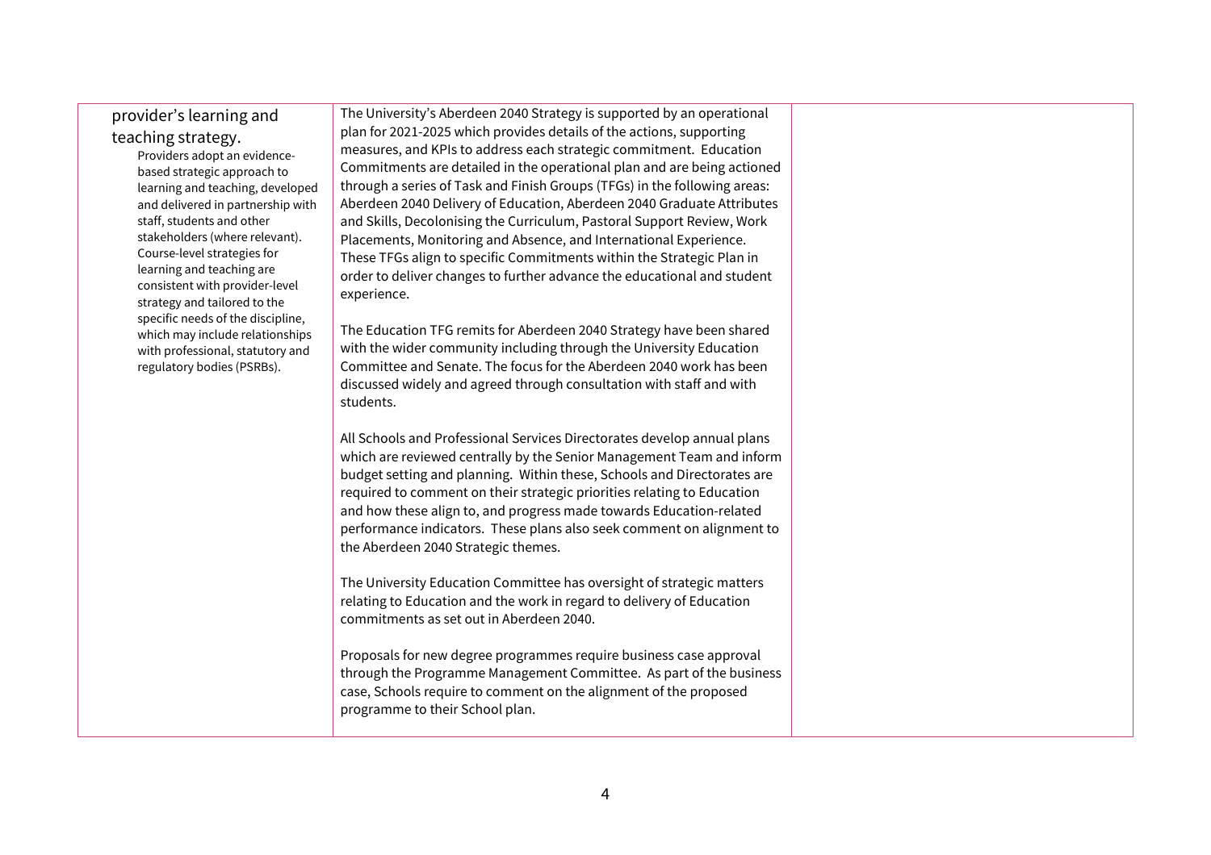| | | |
|---|---|---|
| provider's learning and teaching strategy.<br>Providers adopt an evidence-based strategic approach to learning and teaching, developed and delivered in partnership with staff, students and other stakeholders (where relevant). Course-level strategies for learning and teaching are consistent with provider-level strategy and tailored to the specific needs of the discipline, which may include relationships with professional, statutory and regulatory bodies (PSRBs). | The University's Aberdeen 2040 Strategy is supported by an operational plan for 2021-2025 which provides details of the actions, supporting measures, and KPIs to address each strategic commitment. Education Commitments are detailed in the operational plan and are being actioned through a series of Task and Finish Groups (TFGs) in the following areas: Aberdeen 2040 Delivery of Education, Aberdeen 2040 Graduate Attributes and Skills, Decolonising the Curriculum, Pastoral Support Review, Work Placements, Monitoring and Absence, and International Experience. These TFGs align to specific Commitments within the Strategic Plan in order to deliver changes to further advance the educational and student experience.<br><br>The Education TFG remits for Aberdeen 2040 Strategy have been shared with the wider community including through the University Education Committee and Senate. The focus for the Aberdeen 2040 work has been discussed widely and agreed through consultation with staff and with students.<br><br>All Schools and Professional Services Directorates develop annual plans which are reviewed centrally by the Senior Management Team and inform budget setting and planning. Within these, Schools and Directorates are required to comment on their strategic priorities relating to Education and how these align to, and progress made towards Education-related performance indicators. These plans also seek comment on alignment to the Aberdeen 2040 Strategic themes.<br><br>The University Education Committee has oversight of strategic matters relating to Education and the work in regard to delivery of Education commitments as set out in Aberdeen 2040.<br><br>Proposals for new degree programmes require business case approval through the Programme Management Committee. As part of the business case, Schools require to comment on the alignment of the proposed programme to their School plan. | |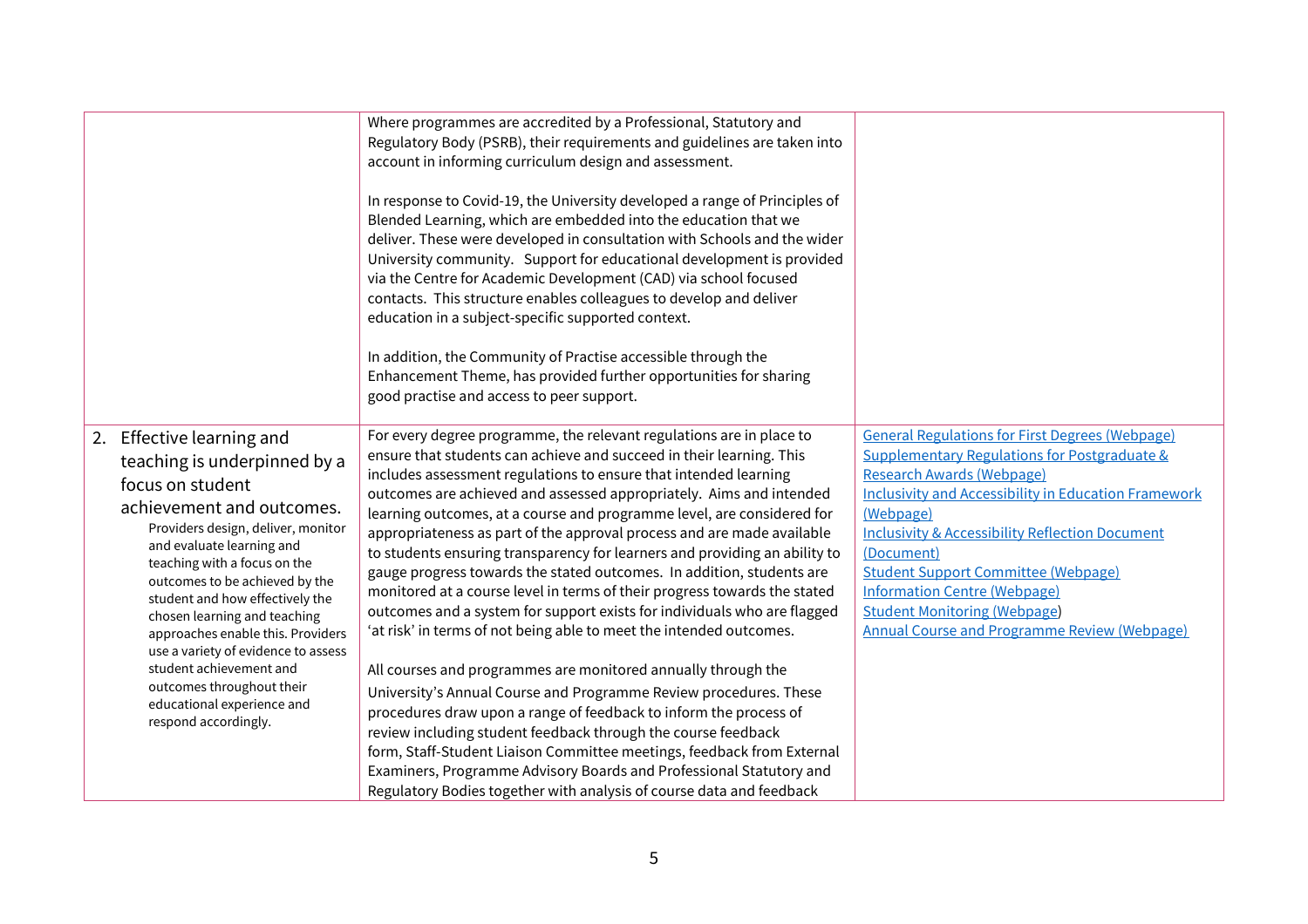| | | |
|---|---|---|
| | Where programmes are accredited by a Professional, Statutory and Regulatory Body (PSRB), their requirements and guidelines are taken into account in informing curriculum design and assessment.<br><br>In response to Covid-19, the University developed a range of Principles of Blended Learning, which are embedded into the education that we deliver. These were developed in consultation with Schools and the wider University community. Support for educational development is provided via the Centre for Academic Development (CAD) via school focused contacts. This structure enables colleagues to develop and deliver education in a subject-specific supported context.<br><br>In addition, the Community of Practise accessible through the Enhancement Theme, has provided further opportunities for sharing good practise and access to peer support. | |
| 2. Effective learning and teaching is underpinned by a focus on student achievement and outcomes.<br>Providers design, deliver, monitor and evaluate learning and teaching with a focus on the outcomes to be achieved by the student and how effectively the chosen learning and teaching approaches enable this. Providers use a variety of evidence to assess student achievement and outcomes throughout their educational experience and respond accordingly. | For every degree programme, the relevant regulations are in place to ensure that students can achieve and succeed in their learning. This includes assessment regulations to ensure that intended learning outcomes are achieved and assessed appropriately. Aims and intended learning outcomes, at a course and programme level, are considered for appropriateness as part of the approval process and are made available to students ensuring transparency for learners and providing an ability to gauge progress towards the stated outcomes. In addition, students are monitored at a course level in terms of their progress towards the stated outcomes and a system for support exists for individuals who are flagged 'at risk' in terms of not being able to meet the intended outcomes.<br><br>All courses and programmes are monitored annually through the University's Annual Course and Programme Review procedures. These procedures draw upon a range of feedback to inform the process of review including student feedback through the course feedback form, Staff-Student Liaison Committee meetings, feedback from External Examiners, Programme Advisory Boards and Professional Statutory and Regulatory Bodies together with analysis of course data and feedback | General Regulations for First Degrees (Webpage)<br>Supplementary Regulations for Postgraduate & Research Awards (Webpage)<br>Inclusivity and Accessibility in Education Framework (Webpage)<br>Inclusivity & Accessibility Reflection Document (Document)<br>Student Support Committee (Webpage)<br>Information Centre (Webpage)<br>Student Monitoring (Webpage)<br>Annual Course and Programme Review (Webpage) |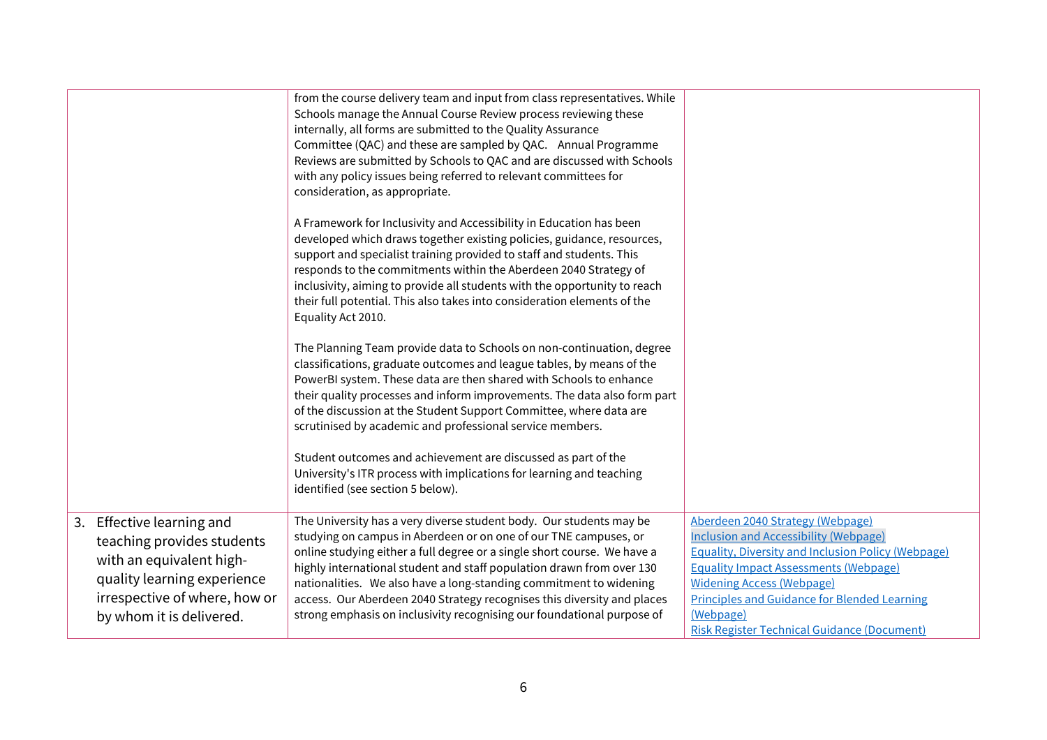| | | |
|---|---|---|
| | from the course delivery team and input from class representatives. While Schools manage the Annual Course Review process reviewing these internally, all forms are submitted to the Quality Assurance Committee (QAC) and these are sampled by QAC. Annual Programme Reviews are submitted by Schools to QAC and are discussed with Schools with any policy issues being referred to relevant committees for consideration, as appropriate.<br><br>A Framework for Inclusivity and Accessibility in Education has been developed which draws together existing policies, guidance, resources, support and specialist training provided to staff and students. This responds to the commitments within the Aberdeen 2040 Strategy of inclusivity, aiming to provide all students with the opportunity to reach their full potential. This also takes into consideration elements of the Equality Act 2010.<br><br>The Planning Team provide data to Schools on non-continuation, degree classifications, graduate outcomes and league tables, by means of the PowerBI system. These data are then shared with Schools to enhance their quality processes and inform improvements. The data also form part of the discussion at the Student Support Committee, where data are scrutinised by academic and professional service members.<br><br>Student outcomes and achievement are discussed as part of the University's ITR process with implications for learning and teaching identified (see section 5 below). | |
| 3. Effective learning and teaching provides students with an equivalent high-quality learning experience irrespective of where, how or by whom it is delivered. | The University has a very diverse student body. Our students may be studying on campus in Aberdeen or on one of our TNE campuses, or online studying either a full degree or a single short course. We have a highly international student and staff population drawn from over 130 nationalities. We also have a long-standing commitment to widening access. Our Aberdeen 2040 Strategy recognises this diversity and places strong emphasis on inclusivity recognising our foundational purpose of | Aberdeen 2040 Strategy (Webpage)<br>Inclusion and Accessibility (Webpage)<br>Equality, Diversity and Inclusion Policy (Webpage)<br>Equality Impact Assessments (Webpage)<br>Widening Access (Webpage)<br>Principles and Guidance for Blended Learning (Webpage)<br>Risk Register Technical Guidance (Document) |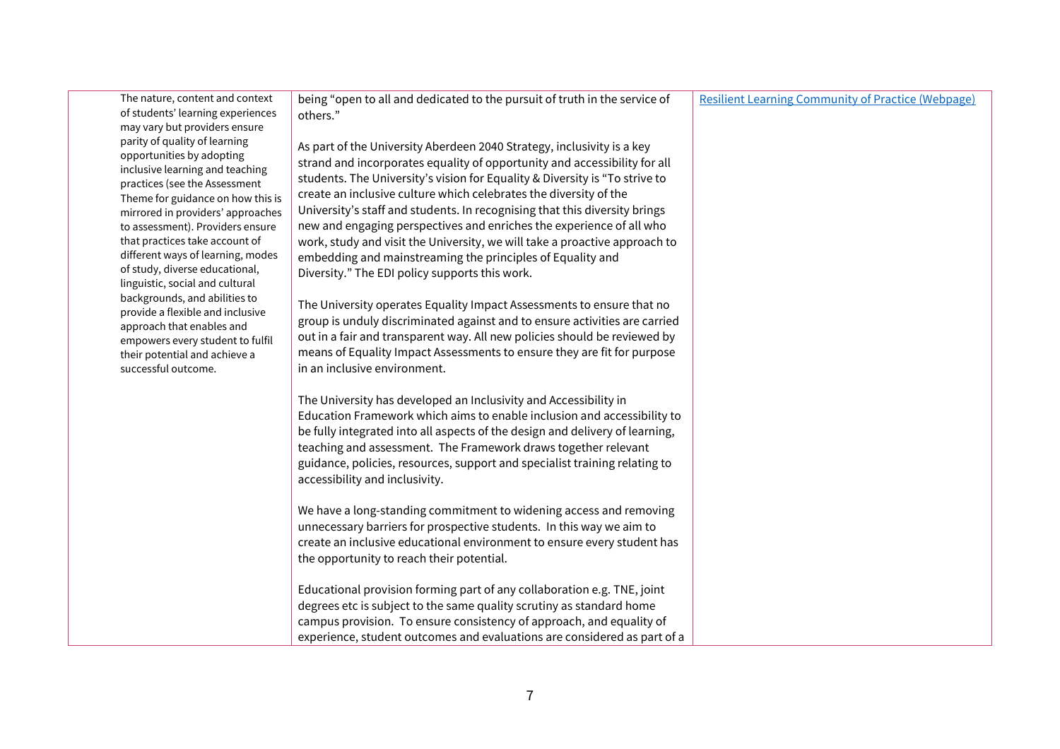| | | |
|---|---|---|
| The nature, content and context of students' learning experiences may vary but providers ensure parity of quality of learning opportunities by adopting inclusive learning and teaching practices (see the Assessment Theme for guidance on how this is mirrored in providers' approaches to assessment). Providers ensure that practices take account of different ways of learning, modes of study, diverse educational, linguistic, social and cultural backgrounds, and abilities to provide a flexible and inclusive approach that enables and empowers every student to fulfil their potential and achieve a successful outcome. | being "open to all and dedicated to the pursuit of truth in the service of others."<br><br>As part of the University Aberdeen 2040 Strategy, inclusivity is a key strand and incorporates equality of opportunity and accessibility for all students. The University's vision for Equality & Diversity is "To strive to create an inclusive culture which celebrates the diversity of the University's staff and students. In recognising that this diversity brings new and engaging perspectives and enriches the experience of all who work, study and visit the University, we will take a proactive approach to embedding and mainstreaming the principles of Equality and Diversity." The EDI policy supports this work.<br><br>The University operates Equality Impact Assessments to ensure that no group is unduly discriminated against and to ensure activities are carried out in a fair and transparent way. All new policies should be reviewed by means of Equality Impact Assessments to ensure they are fit for purpose in an inclusive environment.<br><br>The University has developed an Inclusivity and Accessibility in Education Framework which aims to enable inclusion and accessibility to be fully integrated into all aspects of the design and delivery of learning, teaching and assessment. The Framework draws together relevant guidance, policies, resources, support and specialist training relating to accessibility and inclusivity.<br><br>We have a long-standing commitment to widening access and removing unnecessary barriers for prospective students. In this way we aim to create an inclusive educational environment to ensure every student has the opportunity to reach their potential.<br><br>Educational provision forming part of any collaboration e.g. TNE, joint degrees etc is subject to the same quality scrutiny as standard home campus provision. To ensure consistency of approach, and equality of experience, student outcomes and evaluations are considered as part of a | Resilient Learning Community of Practice (Webpage) |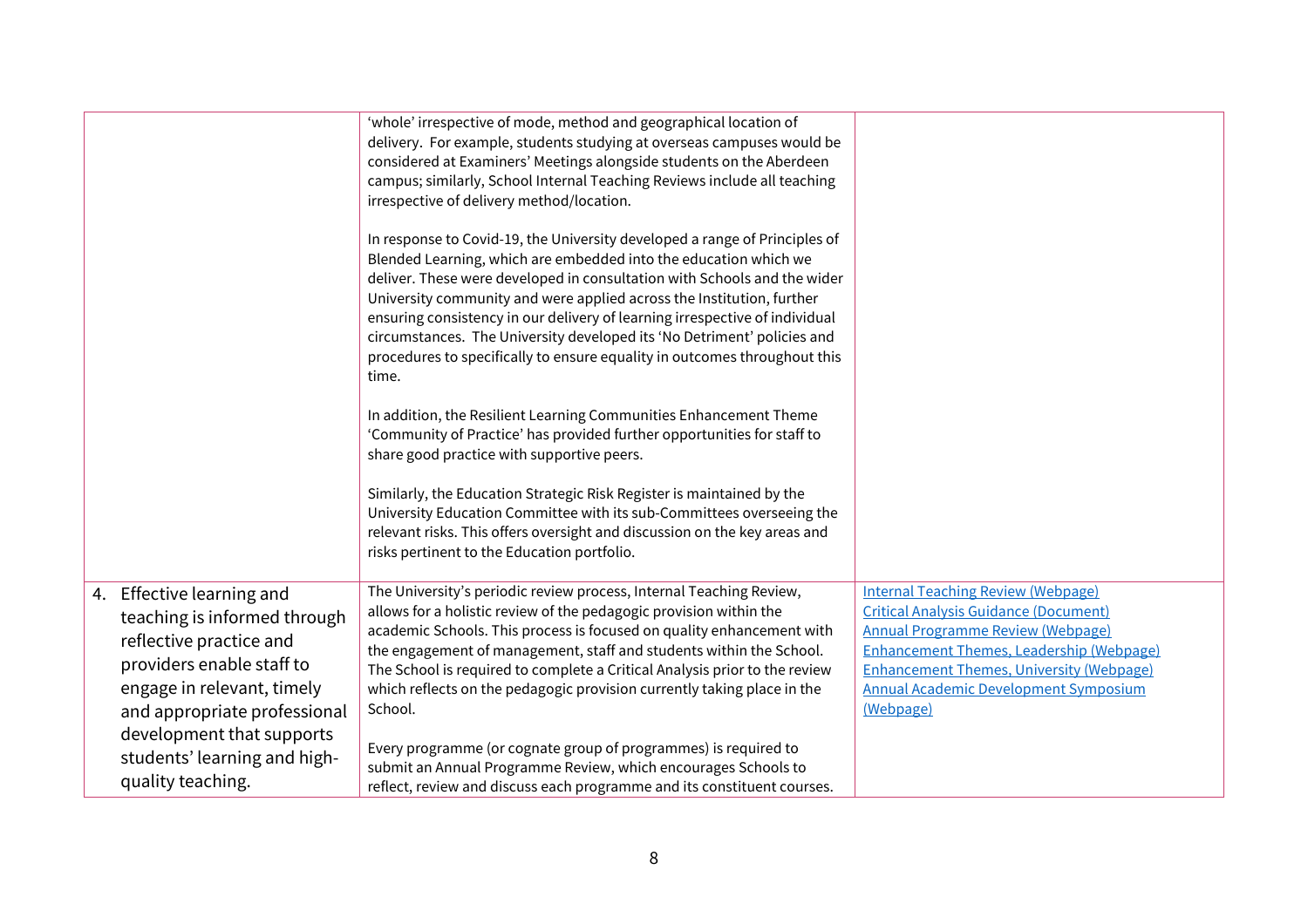| | | |
|---|---|---|
| | 'whole' irrespective of mode, method and geographical location of delivery. For example, students studying at overseas campuses would be considered at Examiners' Meetings alongside students on the Aberdeen campus; similarly, School Internal Teaching Reviews include all teaching irrespective of delivery method/location.<br><br>In response to Covid-19, the University developed a range of Principles of Blended Learning, which are embedded into the education which we deliver. These were developed in consultation with Schools and the wider University community and were applied across the Institution, further ensuring consistency in our delivery of learning irrespective of individual circumstances. The University developed its 'No Detriment' policies and procedures to specifically to ensure equality in outcomes throughout this time.<br><br>In addition, the Resilient Learning Communities Enhancement Theme 'Community of Practice' has provided further opportunities for staff to share good practice with supportive peers.<br><br>Similarly, the Education Strategic Risk Register is maintained by the University Education Committee with its sub-Committees overseeing the relevant risks. This offers oversight and discussion on the key areas and risks pertinent to the Education portfolio. | |
| 4. Effective learning and teaching is informed through reflective practice and providers enable staff to engage in relevant, timely and appropriate professional development that supports students' learning and high-quality teaching. | The University's periodic review process, Internal Teaching Review, allows for a holistic review of the pedagogic provision within the academic Schools. This process is focused on quality enhancement with the engagement of management, staff and students within the School. The School is required to complete a Critical Analysis prior to the review which reflects on the pedagogic provision currently taking place in the School.<br><br>Every programme (or cognate group of programmes) is required to submit an Annual Programme Review, which encourages Schools to reflect, review and discuss each programme and its constituent courses. | Internal Teaching Review (Webpage)<br>Critical Analysis Guidance (Document)<br>Annual Programme Review (Webpage)<br>Enhancement Themes, Leadership (Webpage)<br>Enhancement Themes, University (Webpage)<br>Annual Academic Development Symposium (Webpage) |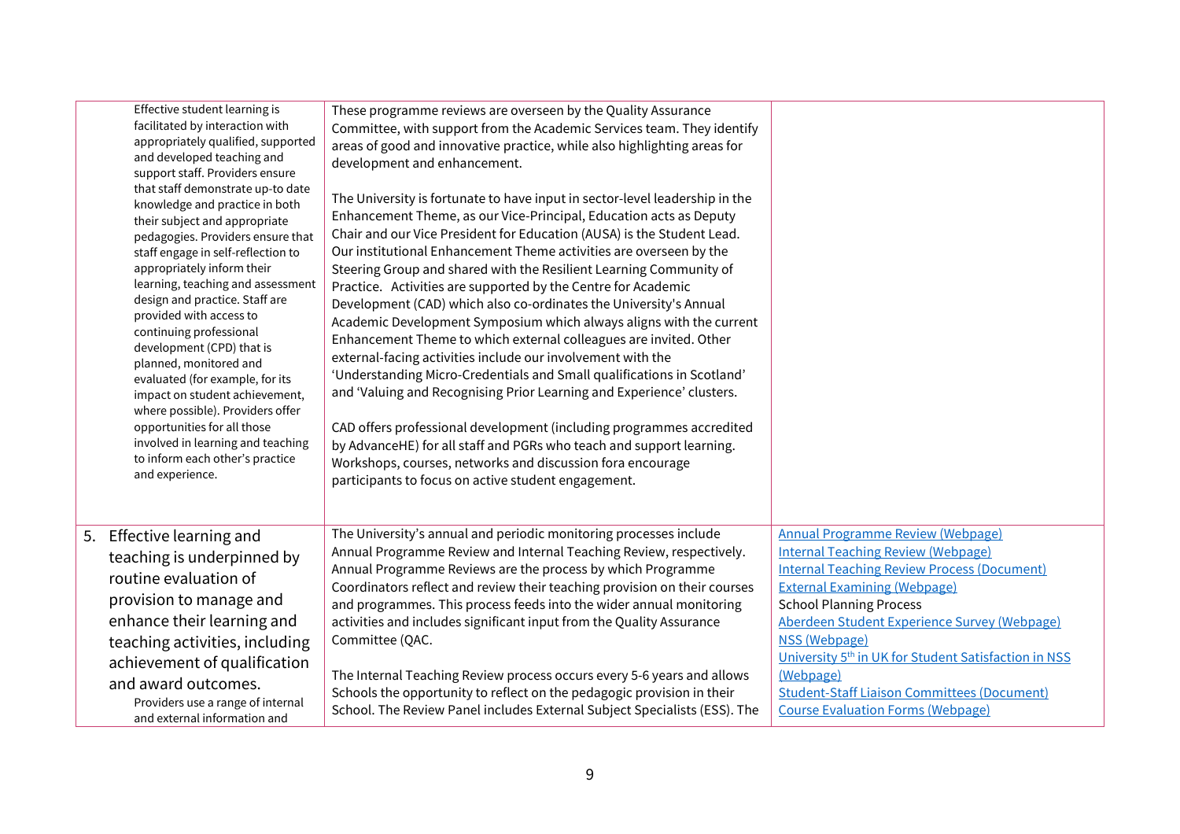| | | |
|---|---|---|
| Effective student learning is facilitated by interaction with appropriately qualified, supported and developed teaching and support staff. Providers ensure that staff demonstrate up-to date knowledge and practice in both their subject and appropriate pedagogies. Providers ensure that staff engage in self-reflection to appropriately inform their learning, teaching and assessment design and practice. Staff are provided with access to continuing professional development (CPD) that is planned, monitored and evaluated (for example, for its impact on student achievement, where possible). Providers offer opportunities for all those involved in learning and teaching to inform each other's practice and experience. | These programme reviews are overseen by the Quality Assurance Committee, with support from the Academic Services team. They identify areas of good and innovative practice, while also highlighting areas for development and enhancement.<br><br>The University is fortunate to have input in sector-level leadership in the Enhancement Theme, as our Vice-Principal, Education acts as Deputy Chair and our Vice President for Education (AUSA) is the Student Lead. Our institutional Enhancement Theme activities are overseen by the Steering Group and shared with the Resilient Learning Community of Practice. Activities are supported by the Centre for Academic Development (CAD) which also co-ordinates the University's Annual Academic Development Symposium which always aligns with the current Enhancement Theme to which external colleagues are invited. Other external-facing activities include our involvement with the 'Understanding Micro-Credentials and Small qualifications in Scotland' and 'Valuing and Recognising Prior Learning and Experience' clusters.<br><br>CAD offers professional development (including programmes accredited by AdvanceHE) for all staff and PGRs who teach and support learning. Workshops, courses, networks and discussion fora encourage participants to focus on active student engagement. | |
| 5. Effective learning and teaching is underpinned by routine evaluation of provision to manage and enhance their learning and teaching activities, including achievement of qualification and award outcomes.<br>Providers use a range of internal and external information and | The University's annual and periodic monitoring processes include Annual Programme Review and Internal Teaching Review, respectively. Annual Programme Reviews are the process by which Programme Coordinators reflect and review their teaching provision on their courses and programmes. This process feeds into the wider annual monitoring activities and includes significant input from the Quality Assurance Committee (QAC.<br><br>The Internal Teaching Review process occurs every 5-6 years and allows Schools the opportunity to reflect on the pedagogic provision in their School. The Review Panel includes External Subject Specialists (ESS). The | Annual Programme Review (Webpage)<br>Internal Teaching Review (Webpage)<br>Internal Teaching Review Process (Document)<br>External Examining (Webpage)<br>School Planning Process<br>Aberdeen Student Experience Survey (Webpage)<br>NSS (Webpage)<br>University 5th in UK for Student Satisfaction in NSS (Webpage)<br>Student-Staff Liaison Committees (Document)<br>Course Evaluation Forms (Webpage) |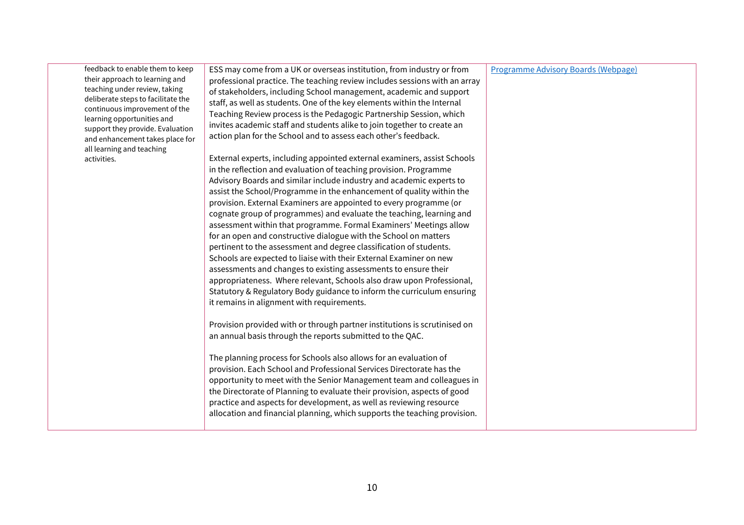| | | |
|---|---|---|
| feedback to enable them to keep their approach to learning and teaching under review, taking deliberate steps to facilitate the continuous improvement of the learning opportunities and support they provide. Evaluation and enhancement takes place for all learning and teaching activities. | ESS may come from a UK or overseas institution, from industry or from professional practice. The teaching review includes sessions with an array of stakeholders, including School management, academic and support staff, as well as students. One of the key elements within the Internal Teaching Review process is the Pedagogic Partnership Session, which invites academic staff and students alike to join together to create an action plan for the School and to assess each other's feedback.<br><br>External experts, including appointed external examiners, assist Schools in the reflection and evaluation of teaching provision. Programme Advisory Boards and similar include industry and academic experts to assist the School/Programme in the enhancement of quality within the provision. External Examiners are appointed to every programme (or cognate group of programmes) and evaluate the teaching, learning and assessment within that programme. Formal Examiners' Meetings allow for an open and constructive dialogue with the School on matters pertinent to the assessment and degree classification of students. Schools are expected to liaise with their External Examiner on new assessments and changes to existing assessments to ensure their appropriateness. Where relevant, Schools also draw upon Professional, Statutory & Regulatory Body guidance to inform the curriculum ensuring it remains in alignment with requirements.<br><br>Provision provided with or through partner institutions is scrutinised on an annual basis through the reports submitted to the QAC.<br><br>The planning process for Schools also allows for an evaluation of provision. Each School and Professional Services Directorate has the opportunity to meet with the Senior Management team and colleagues in the Directorate of Planning to evaluate their provision, aspects of good practice and aspects for development, as well as reviewing resource allocation and financial planning, which supports the teaching provision. | Programme Advisory Boards (Webpage) |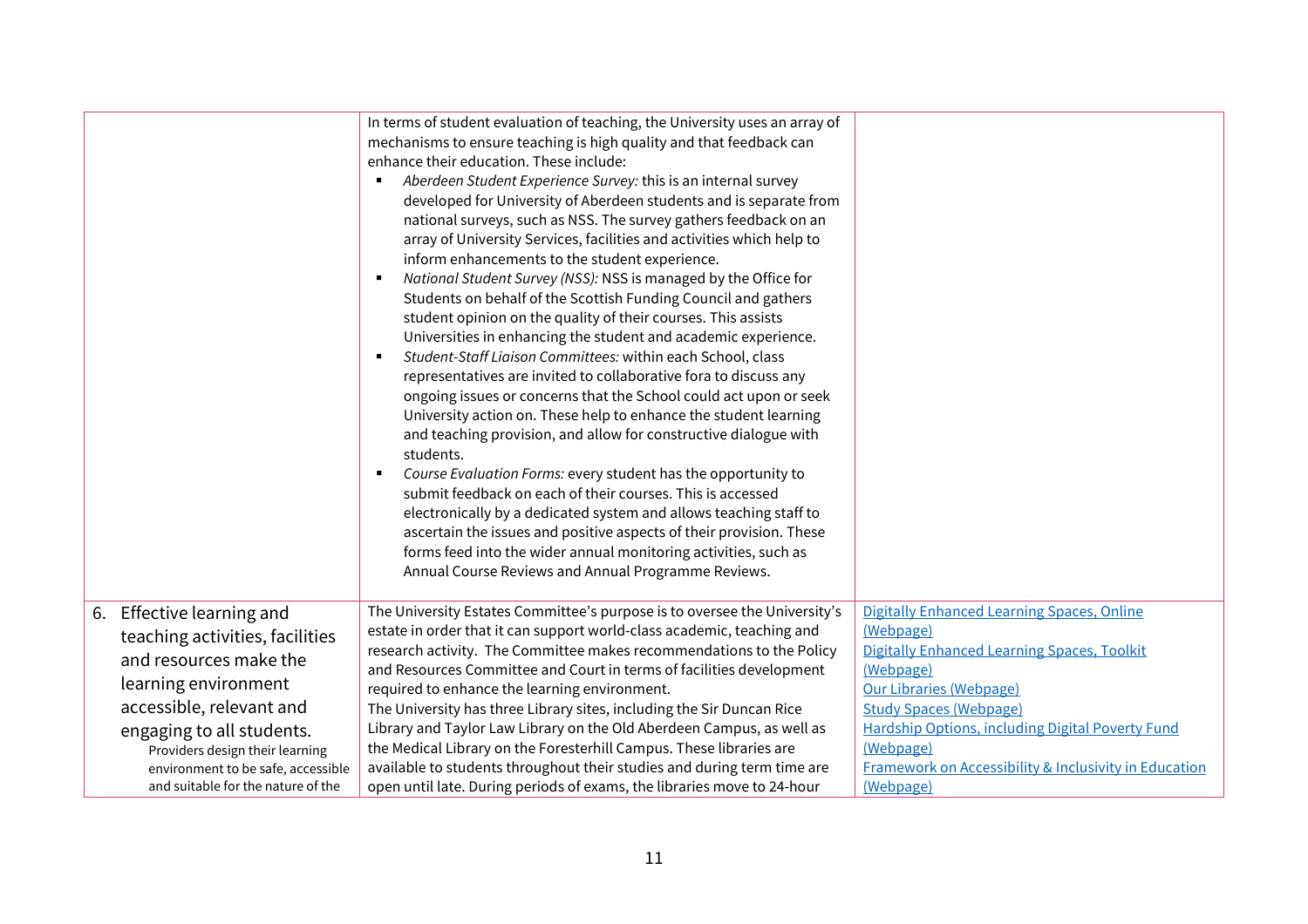| | | |
|---|---|---|
| | In terms of student evaluation of teaching, the University uses an array of mechanisms to ensure teaching is high quality and that feedback can enhance their education. These include:<br>▪ *Aberdeen Student Experience Survey:* this is an internal survey developed for University of Aberdeen students and is separate from national surveys, such as NSS. The survey gathers feedback on an array of University Services, facilities and activities which help to inform enhancements to the student experience.<br>▪ *National Student Survey (NSS):* NSS is managed by the Office for Students on behalf of the Scottish Funding Council and gathers student opinion on the quality of their courses. This assists Universities in enhancing the student and academic experience.<br>▪ *Student-Staff Liaison Committees:* within each School, class representatives are invited to collaborative fora to discuss any ongoing issues or concerns that the School could act upon or seek University action on. These help to enhance the student learning and teaching provision, and allow for constructive dialogue with students.<br>▪ *Course Evaluation Forms:* every student has the opportunity to submit feedback on each of their courses. This is accessed electronically by a dedicated system and allows teaching staff to ascertain the issues and positive aspects of their provision. These forms feed into the wider annual monitoring activities, such as Annual Course Reviews and Annual Programme Reviews. | |
| 6. Effective learning and teaching activities, facilities and resources make the learning environment accessible, relevant and engaging to all students.<br>Providers design their learning environment to be safe, accessible and suitable for the nature of the | The University Estates Committee's purpose is to oversee the University's estate in order that it can support world-class academic, teaching and research activity. The Committee makes recommendations to the Policy and Resources Committee and Court in terms of facilities development required to enhance the learning environment.<br>The University has three Library sites, including the Sir Duncan Rice Library and Taylor Law Library on the Old Aberdeen Campus, as well as the Medical Library on the Foresterhill Campus. These libraries are available to students throughout their studies and during term time are open until late. During periods of exams, the libraries move to 24-hour | Digitally Enhanced Learning Spaces, Online (Webpage)<br>Digitally Enhanced Learning Spaces, Toolkit (Webpage)<br>Our Libraries (Webpage)<br>Study Spaces (Webpage)<br>Hardship Options, including Digital Poverty Fund (Webpage)<br>Framework on Accessibility & Inclusivity in Education (Webpage) |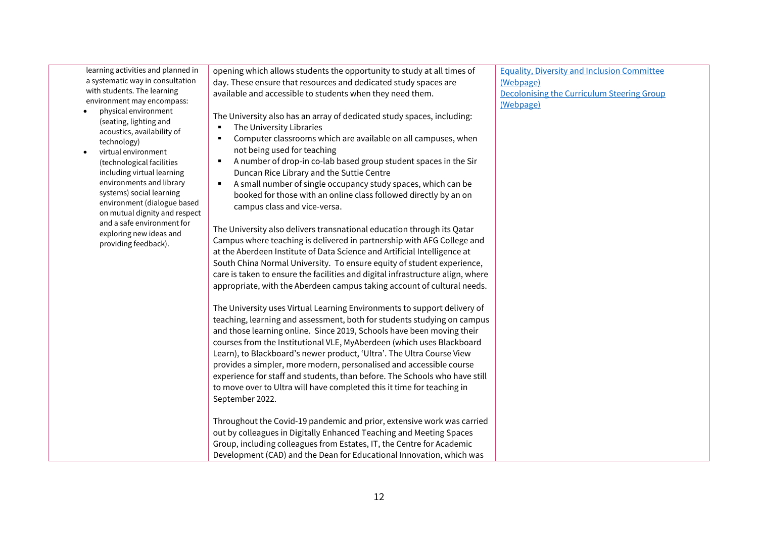| | | |
|---|---|---|
| learning activities and planned in a systematic way in consultation with students. The learning environment may encompass:<br>• physical environment (seating, lighting and acoustics, availability of technology)<br>• virtual environment (technological facilities including virtual learning environments and library systems) social learning environment (dialogue based on mutual dignity and respect and a safe environment for exploring new ideas and providing feedback). | opening which allows students the opportunity to study at all times of day. These ensure that resources and dedicated study spaces are available and accessible to students when they need them.<br><br>The University also has an array of dedicated study spaces, including:<br>▪ The University Libraries<br>▪ Computer classrooms which are available on all campuses, when not being used for teaching<br>▪ A number of drop-in co-lab based group student spaces in the Sir Duncan Rice Library and the Suttie Centre<br>▪ A small number of single occupancy study spaces, which can be booked for those with an online class followed directly by an on campus class and vice-versa.<br><br>The University also delivers transnational education through its Qatar Campus where teaching is delivered in partnership with AFG College and at the Aberdeen Institute of Data Science and Artificial Intelligence at South China Normal University. To ensure equity of student experience, care is taken to ensure the facilities and digital infrastructure align, where appropriate, with the Aberdeen campus taking account of cultural needs.<br><br>The University uses Virtual Learning Environments to support delivery of teaching, learning and assessment, both for students studying on campus and those learning online. Since 2019, Schools have been moving their courses from the Institutional VLE, MyAberdeen (which uses Blackboard Learn), to Blackboard's newer product, 'Ultra'. The Ultra Course View provides a simpler, more modern, personalised and accessible course experience for staff and students, than before. The Schools who have still to move over to Ultra will have completed this it time for teaching in September 2022.<br><br>Throughout the Covid-19 pandemic and prior, extensive work was carried out by colleagues in Digitally Enhanced Teaching and Meeting Spaces Group, including colleagues from Estates, IT, the Centre for Academic Development (CAD) and the Dean for Educational Innovation, which was | Equality, Diversity and Inclusion Committee (Webpage)<br>Decolonising the Curriculum Steering Group (Webpage) |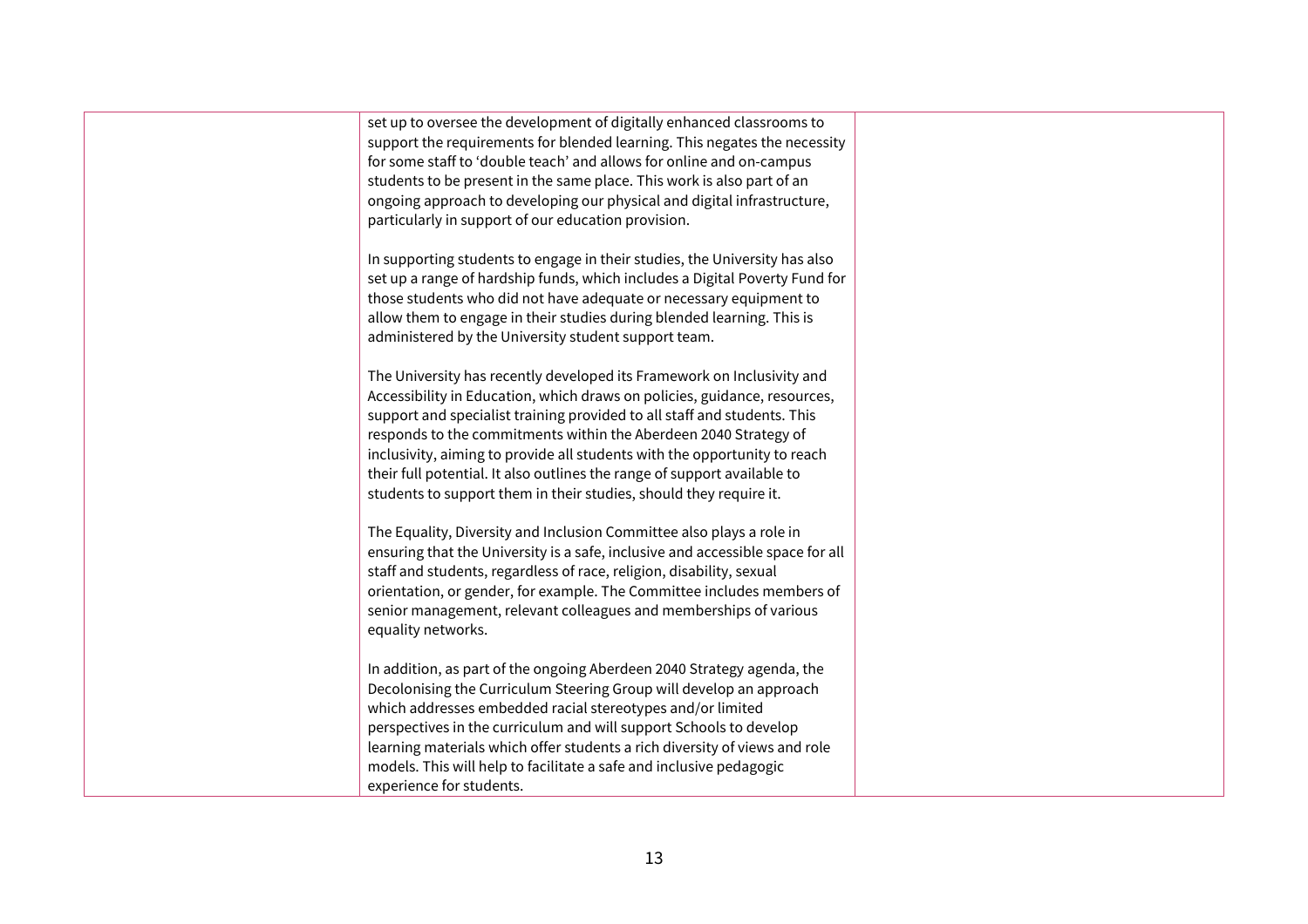|  |  |  |
| --- | --- | --- |
|  | set up to oversee the development of digitally enhanced classrooms to support the requirements for blended learning. This negates the necessity for some staff to 'double teach' and allows for online and on-campus students to be present in the same place. This work is also part of an ongoing approach to developing our physical and digital infrastructure, particularly in support of our education provision.<br><br>In supporting students to engage in their studies, the University has also set up a range of hardship funds, which includes a Digital Poverty Fund for those students who did not have adequate or necessary equipment to allow them to engage in their studies during blended learning. This is administered by the University student support team.<br><br>The University has recently developed its Framework on Inclusivity and Accessibility in Education, which draws on policies, guidance, resources, support and specialist training provided to all staff and students. This responds to the commitments within the Aberdeen 2040 Strategy of inclusivity, aiming to provide all students with the opportunity to reach their full potential. It also outlines the range of support available to students to support them in their studies, should they require it.<br><br>The Equality, Diversity and Inclusion Committee also plays a role in ensuring that the University is a safe, inclusive and accessible space for all staff and students, regardless of race, religion, disability, sexual orientation, or gender, for example. The Committee includes members of senior management, relevant colleagues and memberships of various equality networks.<br><br>In addition, as part of the ongoing Aberdeen 2040 Strategy agenda, the Decolonising the Curriculum Steering Group will develop an approach which addresses embedded racial stereotypes and/or limited perspectives in the curriculum and will support Schools to develop learning materials which offer students a rich diversity of views and role models. This will help to facilitate a safe and inclusive pedagogic experience for students. |  |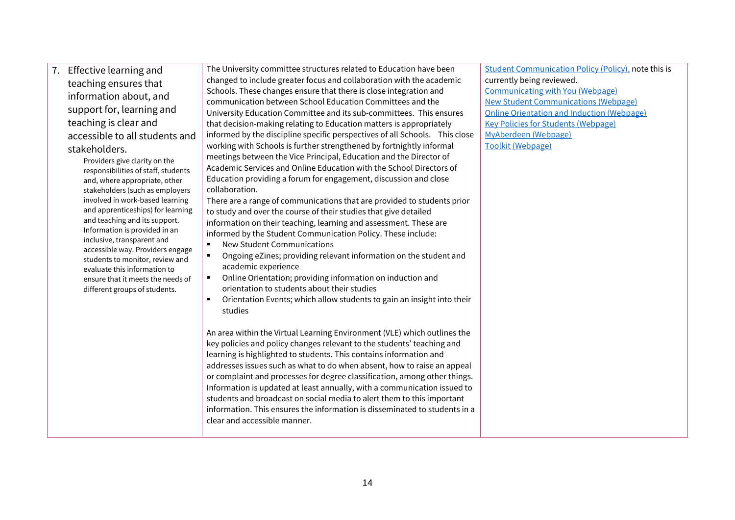| | | |
|---|---|---|
| 7. Effective learning and teaching ensures that information about, and support for, learning and teaching is clear and accessible to all students and stakeholders.<br>Providers give clarity on the responsibilities of staff, students and, where appropriate, other stakeholders (such as employers involved in work-based learning and apprenticeships) for learning and teaching and its support. Information is provided in an inclusive, transparent and accessible way. Providers engage students to monitor, review and evaluate this information to ensure that it meets the needs of different groups of students. | The University committee structures related to Education have been changed to include greater focus and collaboration with the academic Schools. These changes ensure that there is close integration and communication between School Education Committees and the University Education Committee and its sub-committees. This ensures that decision-making relating to Education matters is appropriately informed by the discipline specific perspectives of all Schools. This close working with Schools is further strengthened by fortnightly informal meetings between the Vice Principal, Education and the Director of Academic Services and Online Education with the School Directors of Education providing a forum for engagement, discussion and close collaboration.<br>There are a range of communications that are provided to students prior to study and over the course of their studies that give detailed information on their teaching, learning and assessment. These are informed by the Student Communication Policy. These include:<br>▪ New Student Communications<br>▪ Ongoing eZines; providing relevant information on the student and academic experience<br>▪ Online Orientation; providing information on induction and orientation to students about their studies<br>▪ Orientation Events; which allow students to gain an insight into their studies<br><br>An area within the Virtual Learning Environment (VLE) which outlines the key policies and policy changes relevant to the students' teaching and learning is highlighted to students. This contains information and addresses issues such as what to do when absent, how to raise an appeal or complaint and processes for degree classification, among other things. Information is updated at least annually, with a communication issued to students and broadcast on social media to alert them to this important information. This ensures the information is disseminated to students in a clear and accessible manner. | Student Communication Policy (Policy), note this is currently being reviewed.<br>Communicating with You (Webpage)<br>New Student Communications (Webpage)<br>Online Orientation and Induction (Webpage)<br>Key Policies for Students (Webpage)<br>MyAberdeen (Webpage)<br>Toolkit (Webpage) |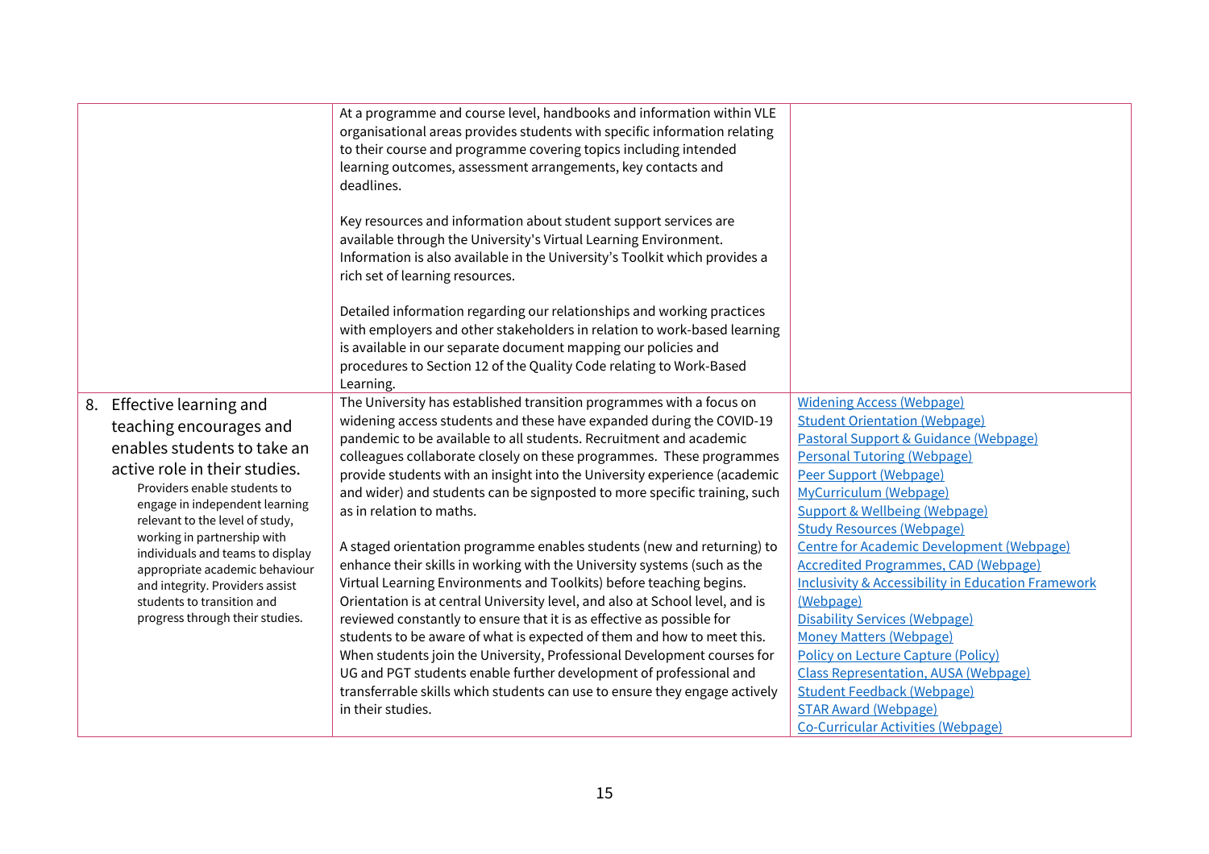| | | |
|---|---|---|
| | At a programme and course level, handbooks and information within VLE organisational areas provides students with specific information relating to their course and programme covering topics including intended learning outcomes, assessment arrangements, key contacts and deadlines.<br><br>Key resources and information about student support services are available through the University's Virtual Learning Environment. Information is also available in the University's Toolkit which provides a rich set of learning resources.<br><br>Detailed information regarding our relationships and working practices with employers and other stakeholders in relation to work-based learning is available in our separate document mapping our policies and procedures to Section 12 of the Quality Code relating to Work-Based Learning. | |
| 8. Effective learning and teaching encourages and enables students to take an active role in their studies.<br>Providers enable students to engage in independent learning relevant to the level of study, working in partnership with individuals and teams to display appropriate academic behaviour and integrity. Providers assist students to transition and progress through their studies. | The University has established transition programmes with a focus on widening access students and these have expanded during the COVID-19 pandemic to be available to all students. Recruitment and academic colleagues collaborate closely on these programmes. These programmes provide students with an insight into the University experience (academic and wider) and students can be signposted to more specific training, such as in relation to maths.<br><br>A staged orientation programme enables students (new and returning) to enhance their skills in working with the University systems (such as the Virtual Learning Environments and Toolkits) before teaching begins. Orientation is at central University level, and also at School level, and is reviewed constantly to ensure that it is as effective as possible for students to be aware of what is expected of them and how to meet this. When students join the University, Professional Development courses for UG and PGT students enable further development of professional and transferrable skills which students can use to ensure they engage actively in their studies. | Widening Access (Webpage)<br>Student Orientation (Webpage)<br>Pastoral Support & Guidance (Webpage)<br>Personal Tutoring (Webpage)<br>Peer Support (Webpage)<br>MyCurriculum (Webpage)<br>Support & Wellbeing (Webpage)<br>Study Resources (Webpage)<br>Centre for Academic Development (Webpage)<br>Accredited Programmes, CAD (Webpage)<br>Inclusivity & Accessibility in Education Framework (Webpage)<br>Disability Services (Webpage)<br>Money Matters (Webpage)<br>Policy on Lecture Capture (Policy)<br>Class Representation, AUSA (Webpage)<br>Student Feedback (Webpage)<br>STAR Award (Webpage)<br>Co-Curricular Activities (Webpage) |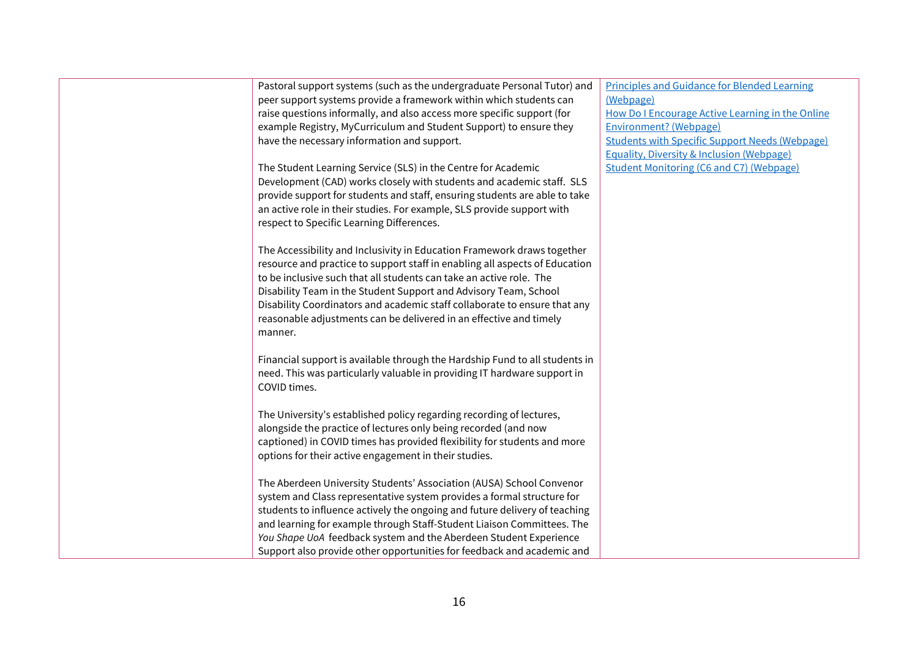| | | |
|---|---|---|
| | Pastoral support systems (such as the undergraduate Personal Tutor) and peer support systems provide a framework within which students can raise questions informally, and also access more specific support (for example Registry, MyCurriculum and Student Support) to ensure they have the necessary information and support.<br><br>The Student Learning Service (SLS) in the Centre for Academic Development (CAD) works closely with students and academic staff. SLS provide support for students and staff, ensuring students are able to take an active role in their studies. For example, SLS provide support with respect to Specific Learning Differences.<br><br>The Accessibility and Inclusivity in Education Framework draws together resource and practice to support staff in enabling all aspects of Education to be inclusive such that all students can take an active role. The Disability Team in the Student Support and Advisory Team, School Disability Coordinators and academic staff collaborate to ensure that any reasonable adjustments can be delivered in an effective and timely manner.<br><br>Financial support is available through the Hardship Fund to all students in need. This was particularly valuable in providing IT hardware support in COVID times.<br><br>The University's established policy regarding recording of lectures, alongside the practice of lectures only being recorded (and now captioned) in COVID times has provided flexibility for students and more options for their active engagement in their studies.<br><br>The Aberdeen University Students' Association (AUSA) School Convenor system and Class representative system provides a formal structure for students to influence actively the ongoing and future delivery of teaching and learning for example through Staff-Student Liaison Committees. The *You Shape UoA* feedback system and the Aberdeen Student Experience Support also provide other opportunities for feedback and academic and | Principles and Guidance for Blended Learning (Webpage)<br>How Do I Encourage Active Learning in the Online Environment? (Webpage)<br>Students with Specific Support Needs (Webpage)<br>Equality, Diversity & Inclusion (Webpage)<br>Student Monitoring (C6 and C7) (Webpage) |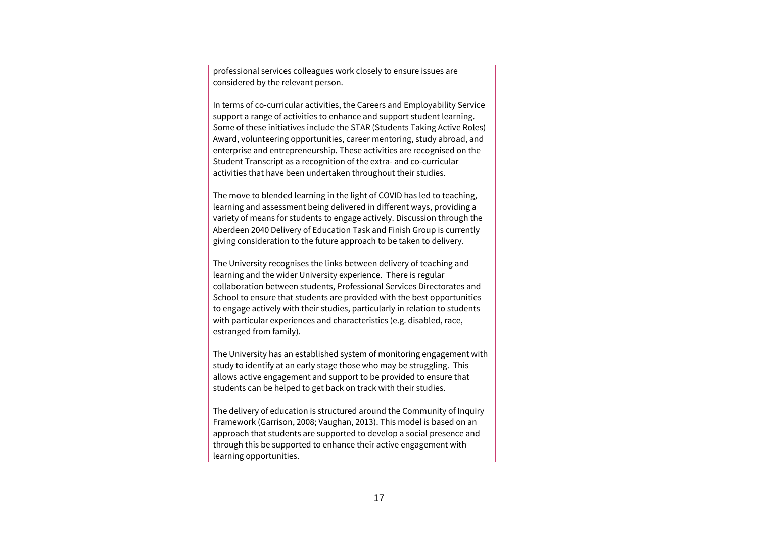| | | |
|---|---|---|
| | professional services colleagues work closely to ensure issues are considered by the relevant person.<br><br>In terms of co-curricular activities, the Careers and Employability Service support a range of activities to enhance and support student learning. Some of these initiatives include the STAR (Students Taking Active Roles) Award, volunteering opportunities, career mentoring, study abroad, and enterprise and entrepreneurship. These activities are recognised on the Student Transcript as a recognition of the extra- and co-curricular activities that have been undertaken throughout their studies.<br><br>The move to blended learning in the light of COVID has led to teaching, learning and assessment being delivered in different ways, providing a variety of means for students to engage actively. Discussion through the Aberdeen 2040 Delivery of Education Task and Finish Group is currently giving consideration to the future approach to be taken to delivery.<br><br>The University recognises the links between delivery of teaching and learning and the wider University experience. There is regular collaboration between students, Professional Services Directorates and School to ensure that students are provided with the best opportunities to engage actively with their studies, particularly in relation to students with particular experiences and characteristics (e.g. disabled, race, estranged from family).<br><br>The University has an established system of monitoring engagement with study to identify at an early stage those who may be struggling. This allows active engagement and support to be provided to ensure that students can be helped to get back on track with their studies.<br><br>The delivery of education is structured around the Community of Inquiry Framework (Garrison, 2008; Vaughan, 2013). This model is based on an approach that students are supported to develop a social presence and through this be supported to enhance their active engagement with learning opportunities. | |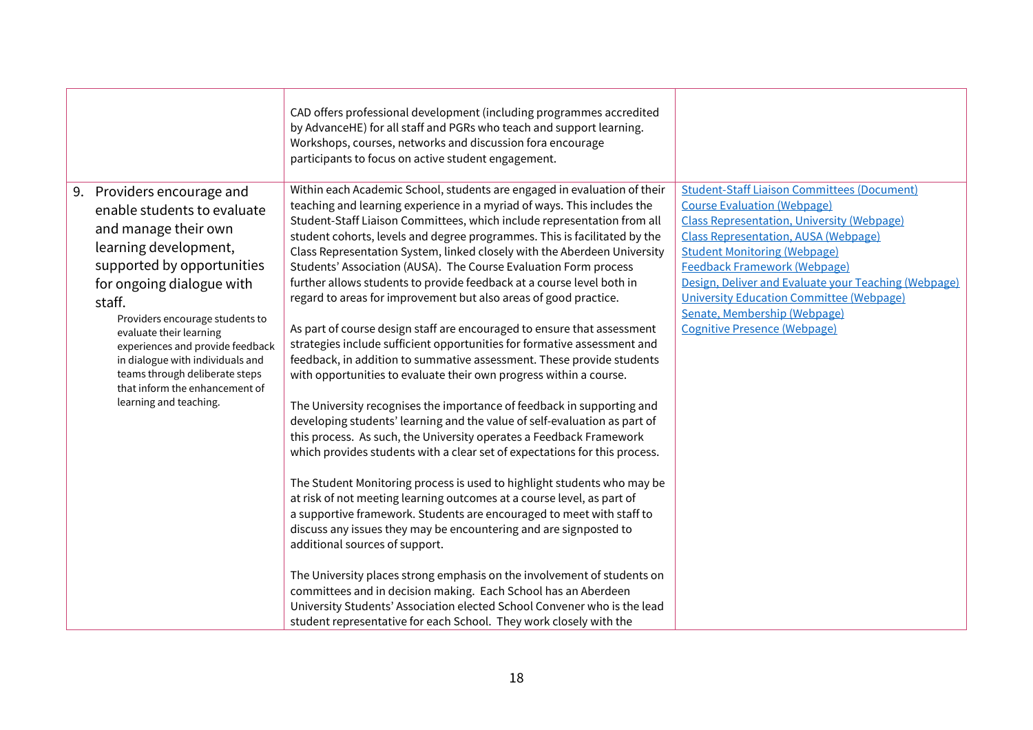| | | |
|---|---|---|
| | CAD offers professional development (including programmes accredited by AdvanceHE) for all staff and PGRs who teach and support learning. Workshops, courses, networks and discussion fora encourage participants to focus on active student engagement. | |
| 9. Providers encourage and enable students to evaluate and manage their own learning development, supported by opportunities for ongoing dialogue with staff.<br>Providers encourage students to evaluate their learning experiences and provide feedback in dialogue with individuals and teams through deliberate steps that inform the enhancement of learning and teaching. | Within each Academic School, students are engaged in evaluation of their teaching and learning experience in a myriad of ways. This includes the Student-Staff Liaison Committees, which include representation from all student cohorts, levels and degree programmes. This is facilitated by the Class Representation System, linked closely with the Aberdeen University Students' Association (AUSA). The Course Evaluation Form process further allows students to provide feedback at a course level both in regard to areas for improvement but also areas of good practice.<br><br>As part of course design staff are encouraged to ensure that assessment strategies include sufficient opportunities for formative assessment and feedback, in addition to summative assessment. These provide students with opportunities to evaluate their own progress within a course.<br><br>The University recognises the importance of feedback in supporting and developing students' learning and the value of self-evaluation as part of this process. As such, the University operates a Feedback Framework which provides students with a clear set of expectations for this process.<br><br>The Student Monitoring process is used to highlight students who may be at risk of not meeting learning outcomes at a course level, as part of a supportive framework. Students are encouraged to meet with staff to discuss any issues they may be encountering and are signposted to additional sources of support.<br><br>The University places strong emphasis on the involvement of students on committees and in decision making. Each School has an Aberdeen University Students' Association elected School Convener who is the lead student representative for each School. They work closely with the | Student-Staff Liaison Committees (Document)<br>Course Evaluation (Webpage)<br>Class Representation, University (Webpage)<br>Class Representation, AUSA (Webpage)<br>Student Monitoring (Webpage)<br>Feedback Framework (Webpage)<br>Design, Deliver and Evaluate your Teaching (Webpage)<br>University Education Committee (Webpage)<br>Senate, Membership (Webpage)<br>Cognitive Presence (Webpage) |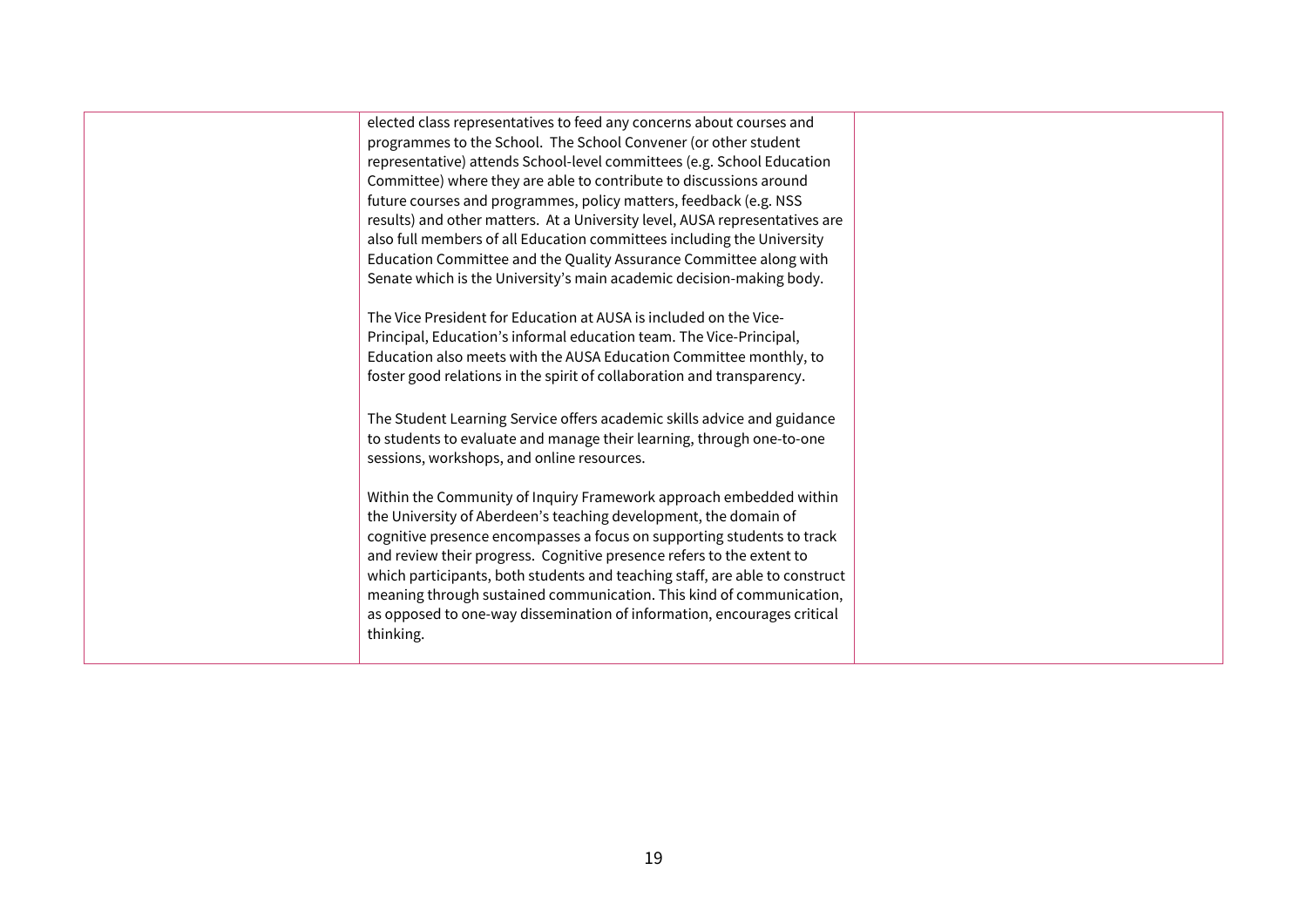| | | |
|---|---|---|
| | elected class representatives to feed any concerns about courses and programmes to the School. The School Convener (or other student representative) attends School-level committees (e.g. School Education Committee) where they are able to contribute to discussions around future courses and programmes, policy matters, feedback (e.g. NSS results) and other matters. At a University level, AUSA representatives are also full members of all Education committees including the University Education Committee and the Quality Assurance Committee along with Senate which is the University's main academic decision-making body.<br><br>The Vice President for Education at AUSA is included on the Vice-Principal, Education's informal education team. The Vice-Principal, Education also meets with the AUSA Education Committee monthly, to foster good relations in the spirit of collaboration and transparency.<br><br>The Student Learning Service offers academic skills advice and guidance to students to evaluate and manage their learning, through one-to-one sessions, workshops, and online resources.<br><br>Within the Community of Inquiry Framework approach embedded within the University of Aberdeen's teaching development, the domain of cognitive presence encompasses a focus on supporting students to track and review their progress. Cognitive presence refers to the extent to which participants, both students and teaching staff, are able to construct meaning through sustained communication. This kind of communication, as opposed to one-way dissemination of information, encourages critical thinking. | |